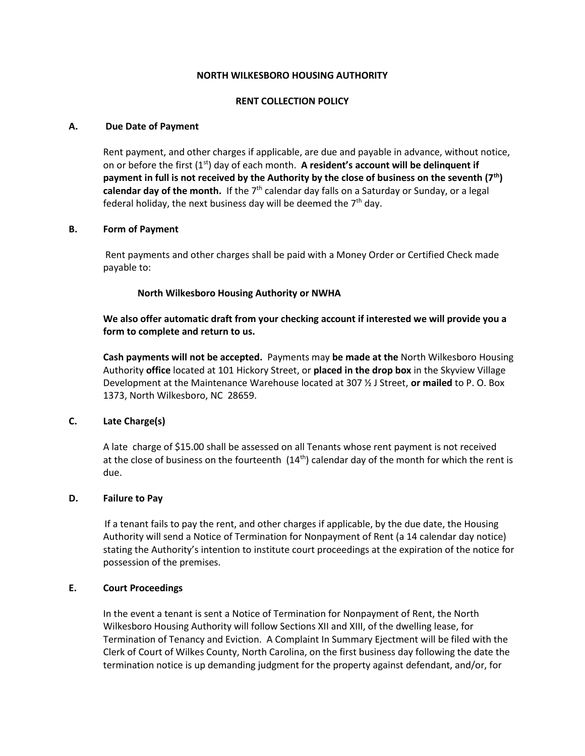**NORTH WILKESBORO HOUSING AUTHORITY**

**RENT COLLECTION POLICY**

### A. Due Date of Payment

Rent payment, and other charges if applicable, are due and payable in advance, without notice, on or before the first (1st) day of each month. **A resident's account will be delinquent if payment in full is not received by the Authority by the close of business on the seventh (7th) calendar day of the month.** If the 7th calendar day falls on a Saturday or Sunday, or a legal federal holiday, the next business day will be deemed the 7th day.

### B. Form of Payment

Rent payments and other charges shall be paid with a Money Order or Certified Check made payable to:

**North Wilkesboro Housing Authority or NWHA**

**We also offer automatic draft from your checking account if interested we will provide you a form to complete and return to us.**

**Cash payments will not be accepted.** Payments may **be made at the** North Wilkesboro Housing Authority **office** located at 101 Hickory Street, or **placed in the drop box** in the Skyview Village Development at the Maintenance Warehouse located at 307 ½ J Street, **or mailed** to P. O. Box 1373, North Wilkesboro, NC 28659.

### C. Late Charge(s)

A late charge of $15.00 shall be assessed on all Tenants whose rent payment is not received at the close of business on the fourteenth (14th) calendar day of the month for which the rent is due.

### D. Failure to Pay

If a tenant fails to pay the rent, and other charges if applicable, by the due date, the Housing Authority will send a Notice of Termination for Nonpayment of Rent (a 14 calendar day notice) stating the Authority's intention to institute court proceedings at the expiration of the notice for possession of the premises.

### E. Court Proceedings

In the event a tenant is sent a Notice of Termination for Nonpayment of Rent, the North Wilkesboro Housing Authority will follow Sections XII and XIII, of the dwelling lease, for Termination of Tenancy and Eviction. A Complaint In Summary Ejectment will be filed with the Clerk of Court of Wilkes County, North Carolina, on the first business day following the date the termination notice is up demanding judgment for the property against defendant, and/or, for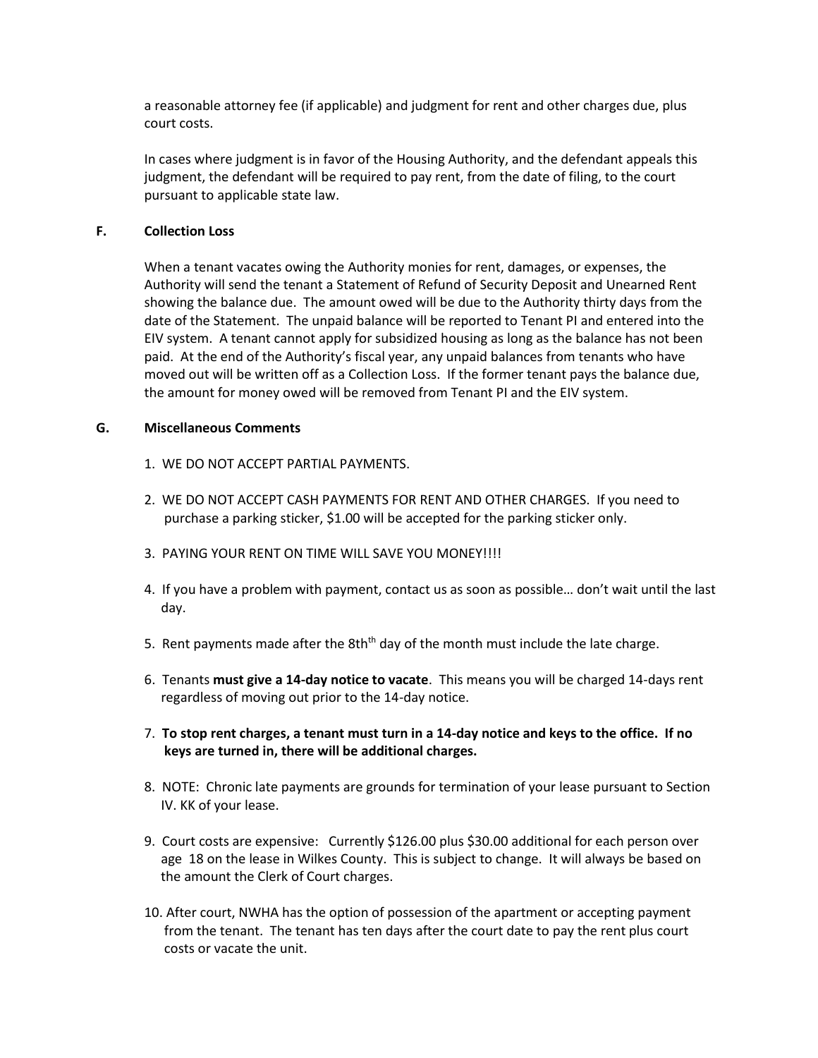a reasonable attorney fee (if applicable) and judgment for rent and other charges due, plus court costs.

In cases where judgment is in favor of the Housing Authority, and the defendant appeals this judgment, the defendant will be required to pay rent, from the date of filing, to the court pursuant to applicable state law.

### F. Collection Loss

When a tenant vacates owing the Authority monies for rent, damages, or expenses, the Authority will send the tenant a Statement of Refund of Security Deposit and Unearned Rent showing the balance due. The amount owed will be due to the Authority thirty days from the date of the Statement. The unpaid balance will be reported to Tenant PI and entered into the EIV system. A tenant cannot apply for subsidized housing as long as the balance has not been paid. At the end of the Authority's fiscal year, any unpaid balances from tenants who have moved out will be written off as a Collection Loss. If the former tenant pays the balance due, the amount for money owed will be removed from Tenant PI and the EIV system.

### G. Miscellaneous Comments

1. WE DO NOT ACCEPT PARTIAL PAYMENTS.
2. WE DO NOT ACCEPT CASH PAYMENTS FOR RENT AND OTHER CHARGES. If you need to purchase a parking sticker, $1.00 will be accepted for the parking sticker only.
3. PAYING YOUR RENT ON TIME WILL SAVE YOU MONEY!!!!
4. If you have a problem with payment, contact us as soon as possible… don't wait until the last day.
5. Rent payments made after the 8th day of the month must include the late charge.
6. Tenants **must give a 14-day notice to vacate**. This means you will be charged 14-days rent regardless of moving out prior to the 14-day notice.
7. **To stop rent charges, a tenant must turn in a 14-day notice and keys to the office. If no keys are turned in, there will be additional charges.**
8. NOTE: Chronic late payments are grounds for termination of your lease pursuant to Section IV. KK of your lease.
9. Court costs are expensive: Currently $126.00 plus $30.00 additional for each person over age 18 on the lease in Wilkes County. This is subject to change. It will always be based on the amount the Clerk of Court charges.
10. After court, NWHA has the option of possession of the apartment or accepting payment from the tenant. The tenant has ten days after the court date to pay the rent plus court costs or vacate the unit.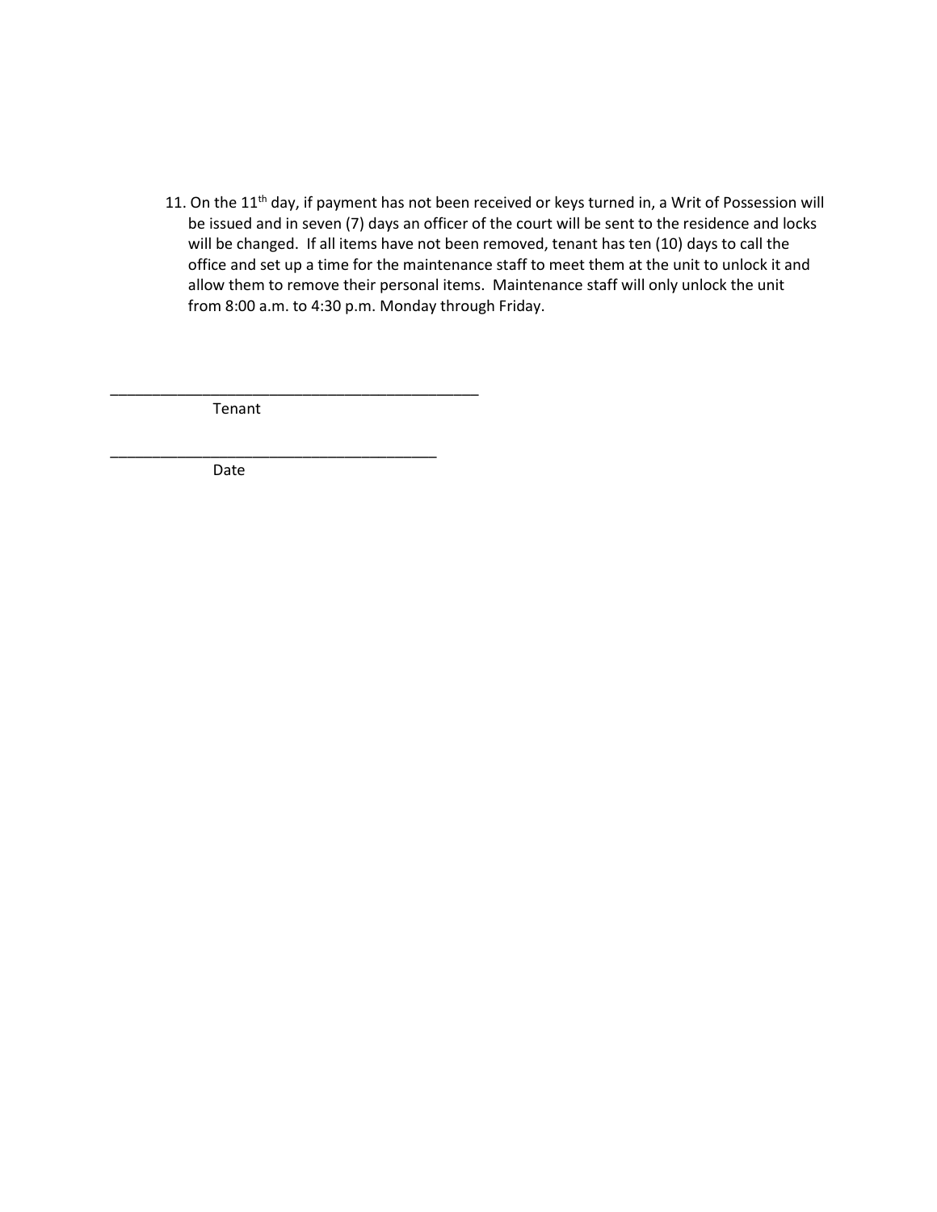11. On the 11th day, if payment has not been received or keys turned in, a Writ of Possession will be issued and in seven (7) days an officer of the court will be sent to the residence and locks will be changed. If all items have not been removed, tenant has ten (10) days to call the office and set up a time for the maintenance staff to meet them at the unit to unlock it and allow them to remove their personal items. Maintenance staff will only unlock the unit from 8:00 a.m. to 4:30 p.m. Monday through Friday.

_______________________________________________

Tenant

__________________________________________

Date